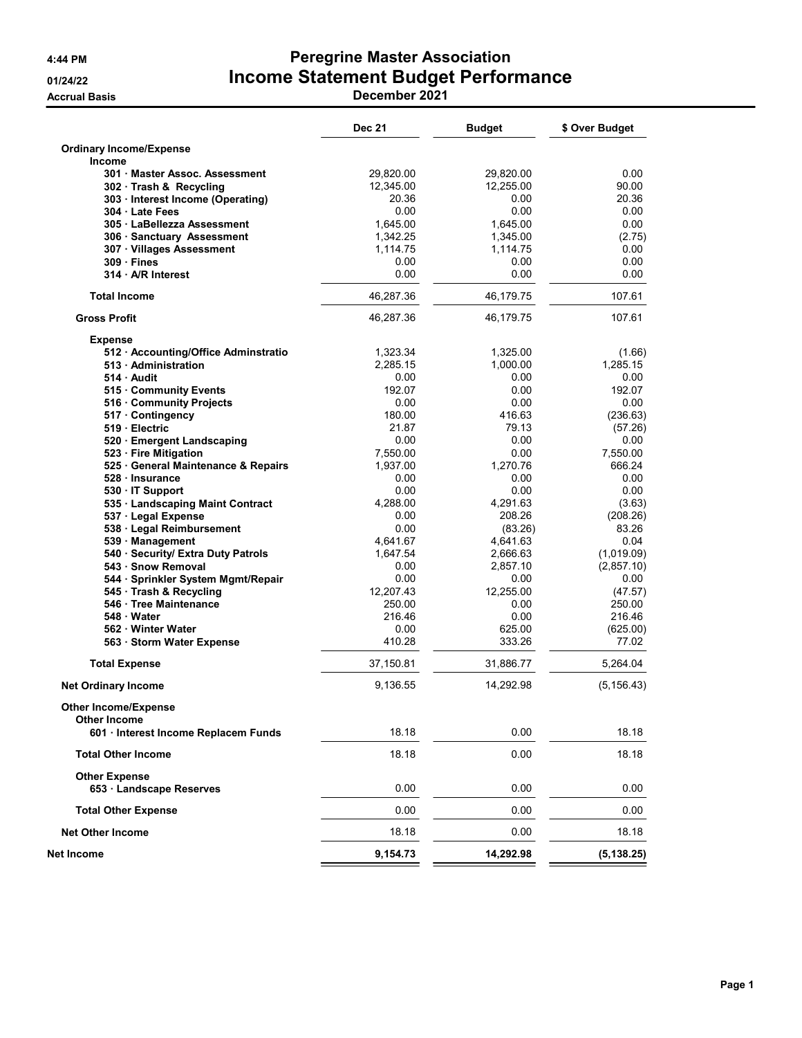4:44 PM
01/24/22
Accrual Basis

# Peregrine Master Association
## Income Statement Budget Performance
### December 2021

| | Dec 21 | Budget | $ Over Budget |
|---|---|---|---|
| **Ordinary Income/Expense** | | | |
| **Income** | | | |
| 301 · Master Assoc. Assessment | 29,820.00 | 29,820.00 | 0.00 |
| 302 · Trash & Recycling | 12,345.00 | 12,255.00 | 90.00 |
| 303 · Interest Income (Operating) | 20.36 | 0.00 | 20.36 |
| 304 · Late Fees | 0.00 | 0.00 | 0.00 |
| 305 · LaBellezza Assessment | 1,645.00 | 1,645.00 | 0.00 |
| 306 · Sanctuary Assessment | 1,342.25 | 1,345.00 | (2.75) |
| 307 · Villages Assessment | 1,114.75 | 1,114.75 | 0.00 |
| 309 · Fines | 0.00 | 0.00 | 0.00 |
| 314 · A/R Interest | 0.00 | 0.00 | 0.00 |
| **Total Income** | 46,287.36 | 46,179.75 | 107.61 |
| **Gross Profit** | 46,287.36 | 46,179.75 | 107.61 |
| **Expense** | | | |
| 512 · Accounting/Office Adminstratio | 1,323.34 | 1,325.00 | (1.66) |
| 513 · Administration | 2,285.15 | 1,000.00 | 1,285.15 |
| 514 · Audit | 0.00 | 0.00 | 0.00 |
| 515 · Community Events | 192.07 | 0.00 | 192.07 |
| 516 · Community Projects | 0.00 | 0.00 | 0.00 |
| 517 · Contingency | 180.00 | 416.63 | (236.63) |
| 519 · Electric | 21.87 | 79.13 | (57.26) |
| 520 · Emergent Landscaping | 0.00 | 0.00 | 0.00 |
| 523 · Fire Mitigation | 7,550.00 | 0.00 | 7,550.00 |
| 525 · General Maintenance & Repairs | 1,937.00 | 1,270.76 | 666.24 |
| 528 · Insurance | 0.00 | 0.00 | 0.00 |
| 530 · IT Support | 0.00 | 0.00 | 0.00 |
| 535 · Landscaping Maint Contract | 4,288.00 | 4,291.63 | (3.63) |
| 537 · Legal Expense | 0.00 | 208.26 | (208.26) |
| 538 · Legal Reimbursement | 0.00 | (83.26) | 83.26 |
| 539 · Management | 4,641.67 | 4,641.63 | 0.04 |
| 540 · Security/ Extra Duty Patrols | 1,647.54 | 2,666.63 | (1,019.09) |
| 543 · Snow Removal | 0.00 | 2,857.10 | (2,857.10) |
| 544 · Sprinkler System Mgmt/Repair | 0.00 | 0.00 | 0.00 |
| 545 · Trash & Recycling | 12,207.43 | 12,255.00 | (47.57) |
| 546 · Tree Maintenance | 250.00 | 0.00 | 250.00 |
| 548 · Water | 216.46 | 0.00 | 216.46 |
| 562 · Winter Water | 0.00 | 625.00 | (625.00) |
| 563 · Storm Water Expense | 410.28 | 333.26 | 77.02 |
| **Total Expense** | 37,150.81 | 31,886.77 | 5,264.04 |
| **Net Ordinary Income** | 9,136.55 | 14,292.98 | (5,156.43) |
| **Other Income/Expense** | | | |
| **Other Income** | | | |
| 601 · Interest Income Replacem Funds | 18.18 | 0.00 | 18.18 |
| **Total Other Income** | 18.18 | 0.00 | 18.18 |
| **Other Expense** | | | |
| 653 · Landscape Reserves | 0.00 | 0.00 | 0.00 |
| **Total Other Expense** | 0.00 | 0.00 | 0.00 |
| **Net Other Income** | 18.18 | 0.00 | 18.18 |
| **Net Income** | **9,154.73** | **14,292.98** | **(5,138.25)** |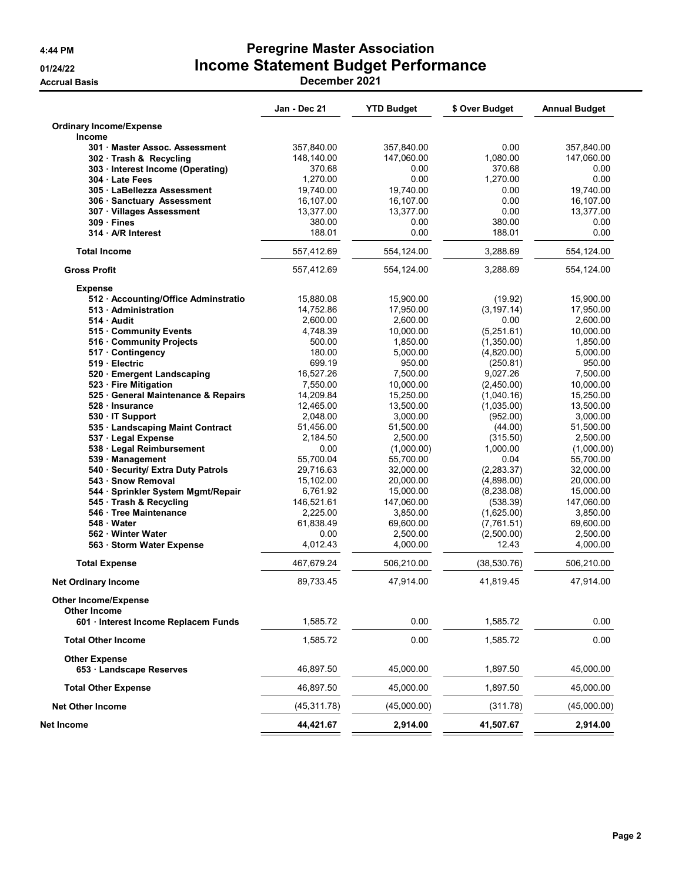# Peregrine Master Association
## Income Statement Budget Performance
### December 2021

4:44 PM
01/24/22
Accrual Basis

| | Jan - Dec 21 | YTD Budget | $ Over Budget | Annual Budget |
|---|---|---|---|---|
| **Ordinary Income/Expense** | | | | |
| **Income** | | | | |
| 301 · Master Assoc. Assessment | 357,840.00 | 357,840.00 | 0.00 | 357,840.00 |
| 302 · Trash & Recycling | 148,140.00 | 147,060.00 | 1,080.00 | 147,060.00 |
| 303 · Interest Income (Operating) | 370.68 | 0.00 | 370.68 | 0.00 |
| 304 · Late Fees | 1,270.00 | 0.00 | 1,270.00 | 0.00 |
| 305 · LaBellezza Assessment | 19,740.00 | 19,740.00 | 0.00 | 19,740.00 |
| 306 · Sanctuary Assessment | 16,107.00 | 16,107.00 | 0.00 | 16,107.00 |
| 307 · Villages Assessment | 13,377.00 | 13,377.00 | 0.00 | 13,377.00 |
| 309 · Fines | 380.00 | 0.00 | 380.00 | 0.00 |
| 314 · A/R Interest | 188.01 | 0.00 | 188.01 | 0.00 |
| **Total Income** | 557,412.69 | 554,124.00 | 3,288.69 | 554,124.00 |
| **Gross Profit** | 557,412.69 | 554,124.00 | 3,288.69 | 554,124.00 |
| **Expense** | | | | |
| 512 · Accounting/Office Adminstratio | 15,880.08 | 15,900.00 | (19.92) | 15,900.00 |
| 513 · Administration | 14,752.86 | 17,950.00 | (3,197.14) | 17,950.00 |
| 514 · Audit | 2,600.00 | 2,600.00 | 0.00 | 2,600.00 |
| 515 · Community Events | 4,748.39 | 10,000.00 | (5,251.61) | 10,000.00 |
| 516 · Community Projects | 500.00 | 1,850.00 | (1,350.00) | 1,850.00 |
| 517 · Contingency | 180.00 | 5,000.00 | (4,820.00) | 5,000.00 |
| 519 · Electric | 699.19 | 950.00 | (250.81) | 950.00 |
| 520 · Emergent Landscaping | 16,527.26 | 7,500.00 | 9,027.26 | 7,500.00 |
| 523 · Fire Mitigation | 7,550.00 | 10,000.00 | (2,450.00) | 10,000.00 |
| 525 · General Maintenance & Repairs | 14,209.84 | 15,250.00 | (1,040.16) | 15,250.00 |
| 528 · Insurance | 12,465.00 | 13,500.00 | (1,035.00) | 13,500.00 |
| 530 · IT Support | 2,048.00 | 3,000.00 | (952.00) | 3,000.00 |
| 535 · Landscaping Maint Contract | 51,456.00 | 51,500.00 | (44.00) | 51,500.00 |
| 537 · Legal Expense | 2,184.50 | 2,500.00 | (315.50) | 2,500.00 |
| 538 · Legal Reimbursement | 0.00 | (1,000.00) | 1,000.00 | (1,000.00) |
| 539 · Management | 55,700.04 | 55,700.00 | 0.04 | 55,700.00 |
| 540 · Security/ Extra Duty Patrols | 29,716.63 | 32,000.00 | (2,283.37) | 32,000.00 |
| 543 · Snow Removal | 15,102.00 | 20,000.00 | (4,898.00) | 20,000.00 |
| 544 · Sprinkler System Mgmt/Repair | 6,761.92 | 15,000.00 | (8,238.08) | 15,000.00 |
| 545 · Trash & Recycling | 146,521.61 | 147,060.00 | (538.39) | 147,060.00 |
| 546 · Tree Maintenance | 2,225.00 | 3,850.00 | (1,625.00) | 3,850.00 |
| 548 · Water | 61,838.49 | 69,600.00 | (7,761.51) | 69,600.00 |
| 562 · Winter Water | 0.00 | 2,500.00 | (2,500.00) | 2,500.00 |
| 563 · Storm Water Expense | 4,012.43 | 4,000.00 | 12.43 | 4,000.00 |
| **Total Expense** | 467,679.24 | 506,210.00 | (38,530.76) | 506,210.00 |
| **Net Ordinary Income** | 89,733.45 | 47,914.00 | 41,819.45 | 47,914.00 |
| **Other Income/Expense** | | | | |
| **Other Income** | | | | |
| 601 · Interest Income Replacem Funds | 1,585.72 | 0.00 | 1,585.72 | 0.00 |
| **Total Other Income** | 1,585.72 | 0.00 | 1,585.72 | 0.00 |
| **Other Expense** | | | | |
| 653 · Landscape Reserves | 46,897.50 | 45,000.00 | 1,897.50 | 45,000.00 |
| **Total Other Expense** | 46,897.50 | 45,000.00 | 1,897.50 | 45,000.00 |
| **Net Other Income** | (45,311.78) | (45,000.00) | (311.78) | (45,000.00) |
| **Net Income** | **44,421.67** | **2,914.00** | **41,507.67** | **2,914.00** |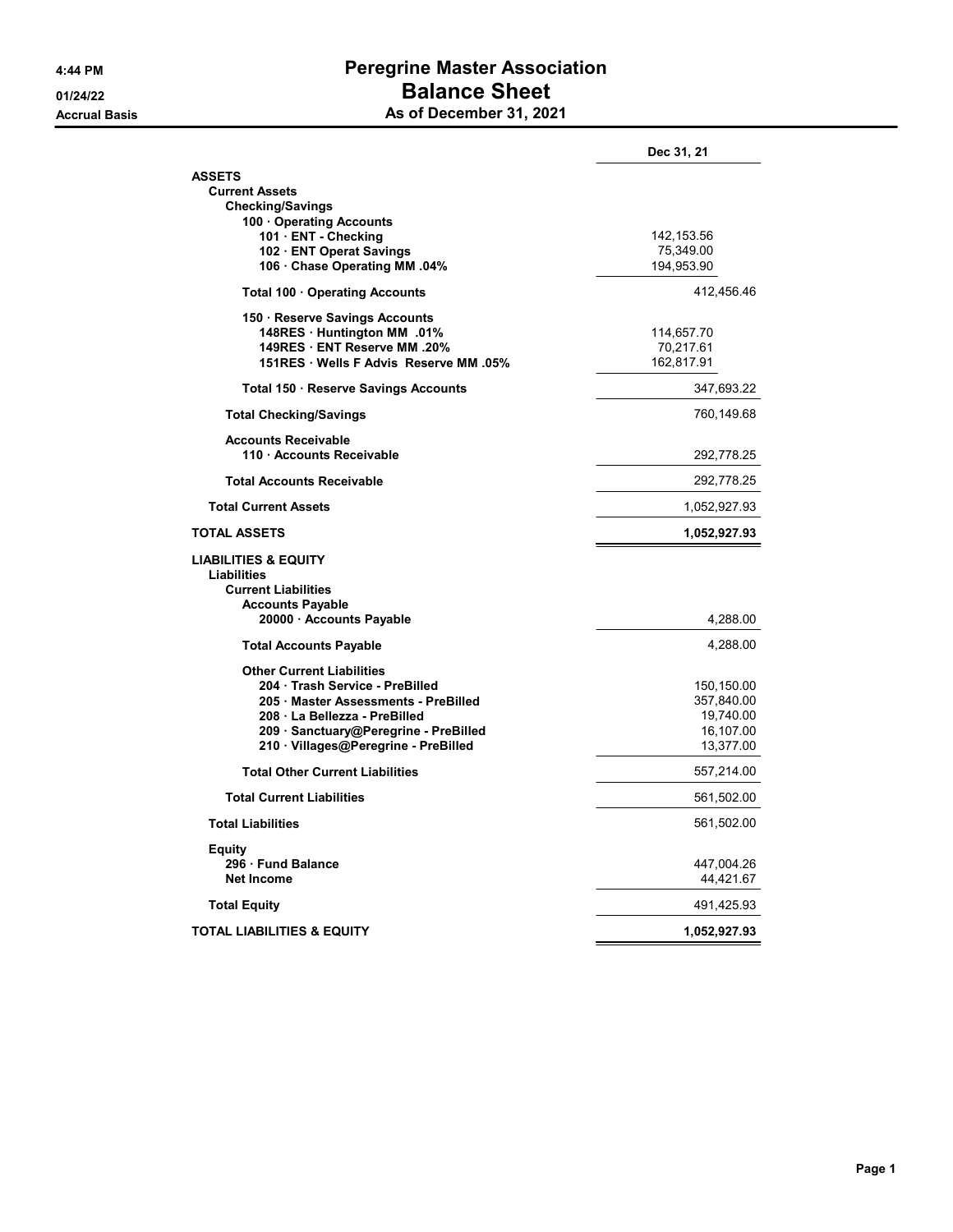4:44 PM
01/24/22
Accrual Basis

# Peregrine Master Association
## Balance Sheet
### As of December 31, 2021

| | Dec 31, 21 | |
|---|---|---|
| **ASSETS** | | |
| **Current Assets** | | |
| **Checking/Savings** | | |
| **100 · Operating Accounts** | | |
| **101 · ENT - Checking** | 142,153.56 | |
| **102 · ENT Operat Savings** | 75,349.00 | |
| **106 · Chase Operating MM .04%** | 194,953.90 | |
| **Total 100 · Operating Accounts** | | 412,456.46 |
| **150 · Reserve Savings Accounts** | | |
| **148RES · Huntington MM .01%** | 114,657.70 | |
| **149RES · ENT Reserve MM .20%** | 70,217.61 | |
| **151RES · Wells F Advis Reserve MM .05%** | 162,817.91 | |
| **Total 150 · Reserve Savings Accounts** | | 347,693.22 |
| **Total Checking/Savings** | | 760,149.68 |
| **Accounts Receivable** | | |
| **110 · Accounts Receivable** | | 292,778.25 |
| **Total Accounts Receivable** | | 292,778.25 |
| **Total Current Assets** | | 1,052,927.93 |
| **TOTAL ASSETS** | | **1,052,927.93** |
| **LIABILITIES & EQUITY** | | |
| **Liabilities** | | |
| **Current Liabilities** | | |
| **Accounts Payable** | | |
| **20000 · Accounts Payable** | | 4,288.00 |
| **Total Accounts Payable** | | 4,288.00 |
| **Other Current Liabilities** | | |
| **204 · Trash Service - PreBilled** | | 150,150.00 |
| **205 · Master Assessments - PreBilled** | | 357,840.00 |
| **208 · La Bellezza - PreBilled** | | 19,740.00 |
| **209 · Sanctuary@Peregrine - PreBilled** | | 16,107.00 |
| **210 · Villages@Peregrine - PreBilled** | | 13,377.00 |
| **Total Other Current Liabilities** | | 557,214.00 |
| **Total Current Liabilities** | | 561,502.00 |
| **Total Liabilities** | | 561,502.00 |
| **Equity** | | |
| **296 · Fund Balance** | | 447,004.26 |
| **Net Income** | | 44,421.67 |
| **Total Equity** | | 491,425.93 |
| **TOTAL LIABILITIES & EQUITY** | | **1,052,927.93** |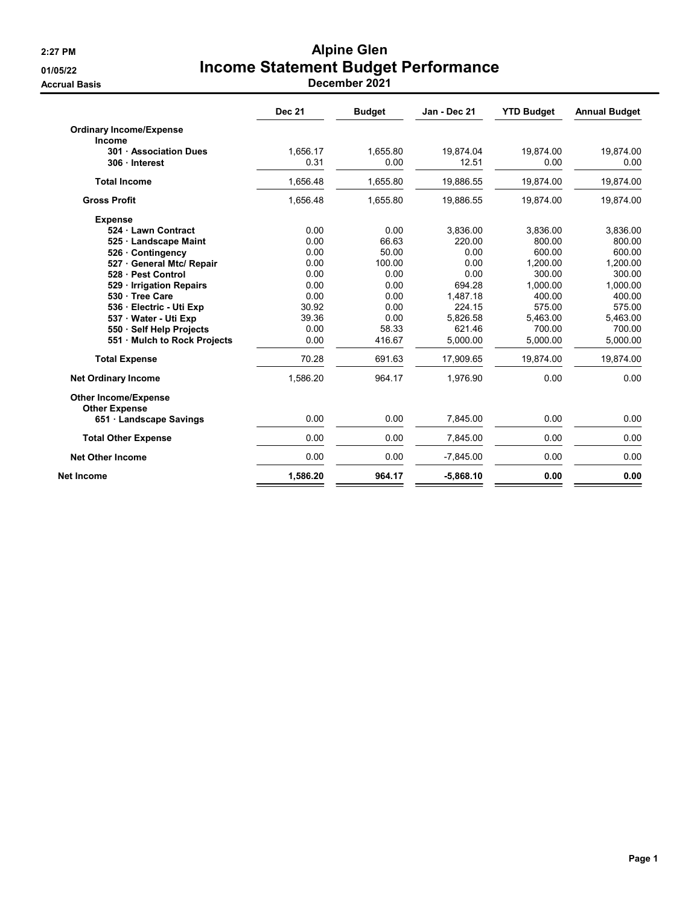2:27 PM
01/05/22
Accrual Basis

# Alpine Glen
# Income Statement Budget Performance
## December 2021

| | Dec 21 | Budget | Jan - Dec 21 | YTD Budget | Annual Budget |
|---|---|---|---|---|---|
| **Ordinary Income/Expense** | | | | | |
| **Income** | | | | | |
| **301 · Association Dues** | 1,656.17 | 1,655.80 | 19,874.04 | 19,874.00 | 19,874.00 |
| **306 · Interest** | 0.31 | 0.00 | 12.51 | 0.00 | 0.00 |
| **Total Income** | 1,656.48 | 1,655.80 | 19,886.55 | 19,874.00 | 19,874.00 |
| **Gross Profit** | 1,656.48 | 1,655.80 | 19,886.55 | 19,874.00 | 19,874.00 |
| **Expense** | | | | | |
| **524 · Lawn Contract** | 0.00 | 0.00 | 3,836.00 | 3,836.00 | 3,836.00 |
| **525 · Landscape Maint** | 0.00 | 66.63 | 220.00 | 800.00 | 800.00 |
| **526 · Contingency** | 0.00 | 50.00 | 0.00 | 600.00 | 600.00 |
| **527 · General Mtc/ Repair** | 0.00 | 100.00 | 0.00 | 1,200.00 | 1,200.00 |
| **528 · Pest Control** | 0.00 | 0.00 | 0.00 | 300.00 | 300.00 |
| **529 · Irrigation Repairs** | 0.00 | 0.00 | 694.28 | 1,000.00 | 1,000.00 |
| **530 · Tree Care** | 0.00 | 0.00 | 1,487.18 | 400.00 | 400.00 |
| **536 · Electric - Uti Exp** | 30.92 | 0.00 | 224.15 | 575.00 | 575.00 |
| **537 · Water - Uti Exp** | 39.36 | 0.00 | 5,826.58 | 5,463.00 | 5,463.00 |
| **550 · Self Help Projects** | 0.00 | 58.33 | 621.46 | 700.00 | 700.00 |
| **551 · Mulch to Rock Projects** | 0.00 | 416.67 | 5,000.00 | 5,000.00 | 5,000.00 |
| **Total Expense** | 70.28 | 691.63 | 17,909.65 | 19,874.00 | 19,874.00 |
| **Net Ordinary Income** | 1,586.20 | 964.17 | 1,976.90 | 0.00 | 0.00 |
| **Other Income/Expense** | | | | | |
| **Other Expense** | | | | | |
| **651 · Landscape Savings** | 0.00 | 0.00 | 7,845.00 | 0.00 | 0.00 |
| **Total Other Expense** | 0.00 | 0.00 | 7,845.00 | 0.00 | 0.00 |
| **Net Other Income** | 0.00 | 0.00 | -7,845.00 | 0.00 | 0.00 |
| **Net Income** | **1,586.20** | **964.17** | **-5,868.10** | **0.00** | **0.00** |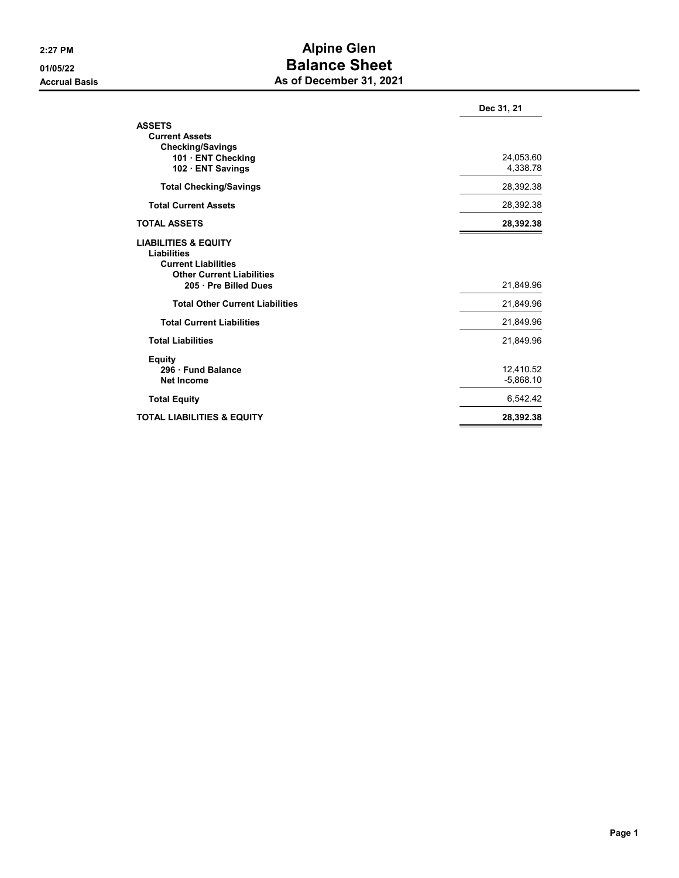2:27 PM
01/05/22
Accrual Basis

# Alpine Glen
## Balance Sheet
### As of December 31, 2021

| | Dec 31, 21 |
|---|---|
| **ASSETS** | |
| **Current Assets** | |
| **Checking/Savings** | |
| **101 · ENT Checking** | 24,053.60 |
| **102 · ENT Savings** | 4,338.78 |
| **Total Checking/Savings** | 28,392.38 |
| **Total Current Assets** | 28,392.38 |
| **TOTAL ASSETS** | **28,392.38** |
| **LIABILITIES & EQUITY** | |
| **Liabilities** | |
| **Current Liabilities** | |
| **Other Current Liabilities** | |
| **205 · Pre Billed Dues** | 21,849.96 |
| **Total Other Current Liabilities** | 21,849.96 |
| **Total Current Liabilities** | 21,849.96 |
| **Total Liabilities** | 21,849.96 |
| **Equity** | |
| **296 · Fund Balance** | 12,410.52 |
| **Net Income** | -5,868.10 |
| **Total Equity** | 6,542.42 |
| **TOTAL LIABILITIES & EQUITY** | **28,392.38** |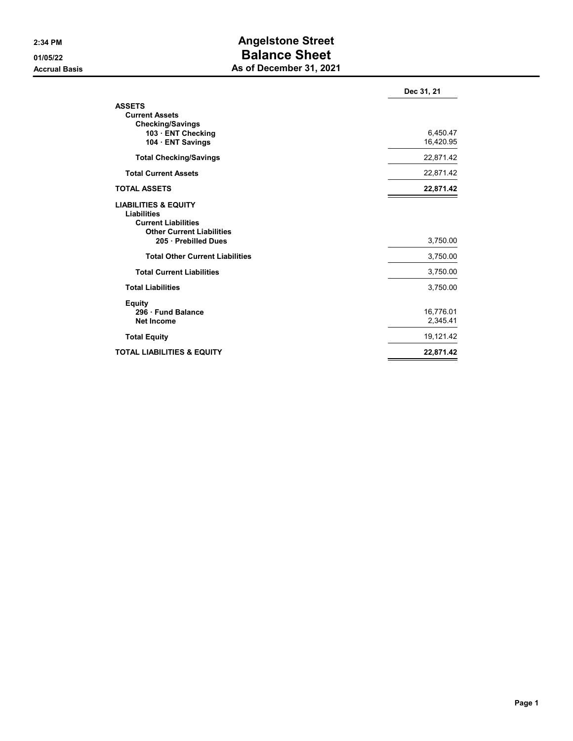# Angelstone Street
## Balance Sheet
### As of December 31, 2021

2:34 PM
01/05/22
Accrual Basis

| | Dec 31, 21 |
|---|---|
| **ASSETS** | |
| **Current Assets** | |
| **Checking/Savings** | |
| **103 · ENT Checking** | 6,450.47 |
| **104 · ENT Savings** | 16,420.95 |
| **Total Checking/Savings** | 22,871.42 |
| **Total Current Assets** | 22,871.42 |
| **TOTAL ASSETS** | **22,871.42** |
| **LIABILITIES & EQUITY** | |
| **Liabilities** | |
| **Current Liabilities** | |
| **Other Current Liabilities** | |
| **205 · Prebilled Dues** | 3,750.00 |
| **Total Other Current Liabilities** | 3,750.00 |
| **Total Current Liabilities** | 3,750.00 |
| **Total Liabilities** | 3,750.00 |
| **Equity** | |
| **296 · Fund Balance** | 16,776.01 |
| **Net Income** | 2,345.41 |
| **Total Equity** | 19,121.42 |
| **TOTAL LIABILITIES & EQUITY** | **22,871.42** |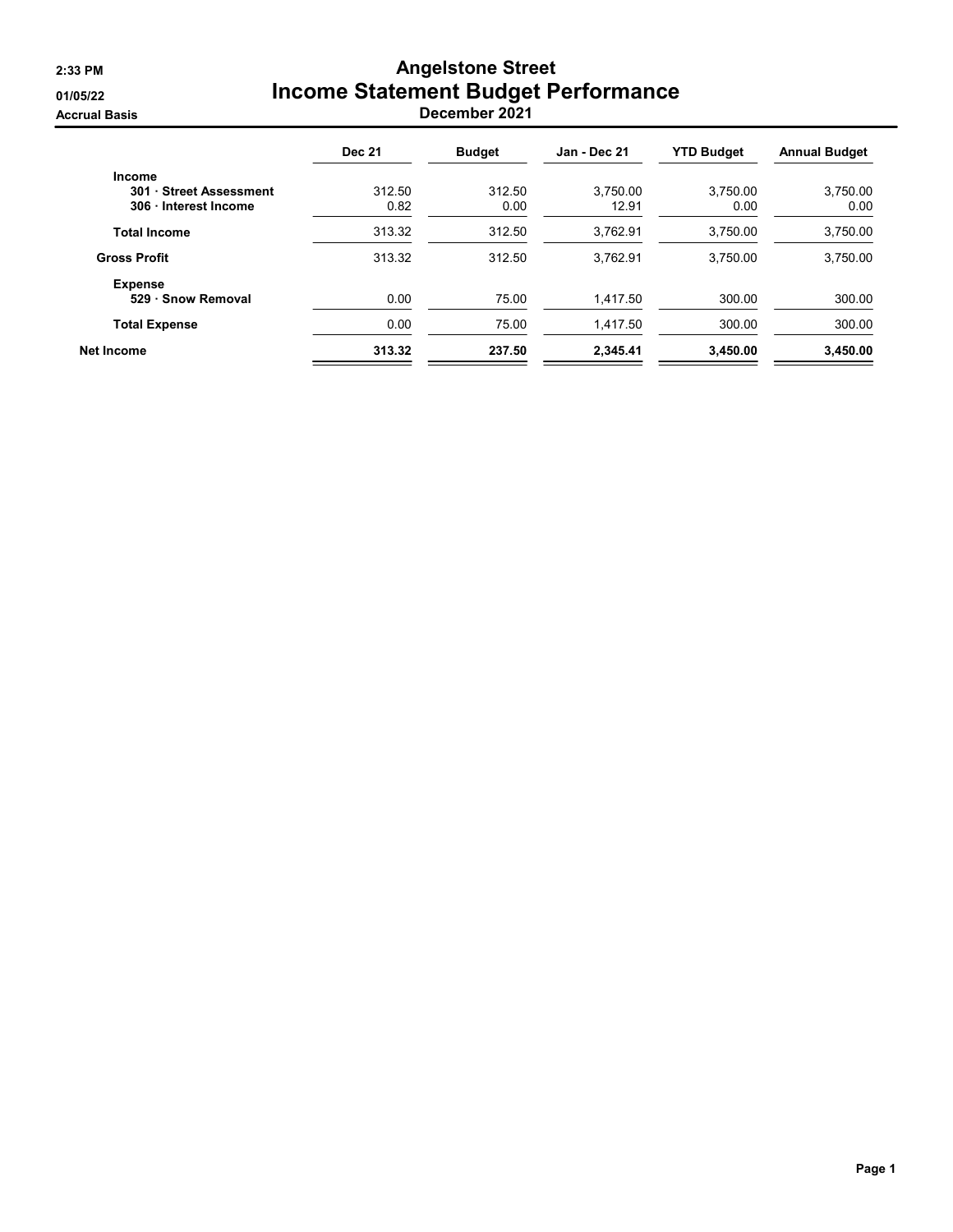2:33 PM
01/05/22
Accrual Basis

# Angelstone Street
# Income Statement Budget Performance
## December 2021

| | Dec 21 | Budget | Jan - Dec 21 | YTD Budget | Annual Budget |
|---|---|---|---|---|---|
| **Income** | | | | | |
| **301 · Street Assessment** | 312.50 | 312.50 | 3,750.00 | 3,750.00 | 3,750.00 |
| **306 · Interest Income** | 0.82 | 0.00 | 12.91 | 0.00 | 0.00 |
| **Total Income** | 313.32 | 312.50 | 3,762.91 | 3,750.00 | 3,750.00 |
| **Gross Profit** | 313.32 | 312.50 | 3,762.91 | 3,750.00 | 3,750.00 |
| **Expense** | | | | | |
| **529 · Snow Removal** | 0.00 | 75.00 | 1,417.50 | 300.00 | 300.00 |
| **Total Expense** | 0.00 | 75.00 | 1,417.50 | 300.00 | 300.00 |
| **Net Income** | **313.32** | **237.50** | **2,345.41** | **3,450.00** | **3,450.00** |